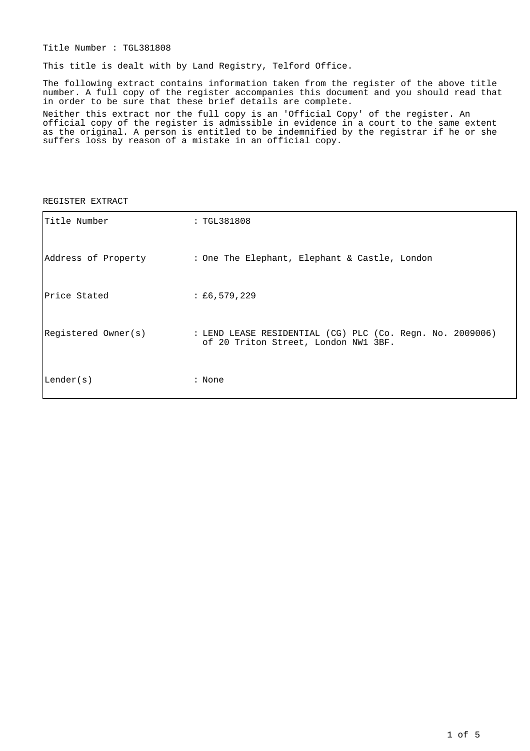Title Number : TGL381808

This title is dealt with by Land Registry, Telford Office.

The following extract contains information taken from the register of the above title number. A full copy of the register accompanies this document and you should read that in order to be sure that these brief details are complete.

Neither this extract nor the full copy is an 'Official Copy' of the register. An official copy of the register is admissible in evidence in a court to the same extent as the original. A person is entitled to be indemnified by the registrar if he or she suffers loss by reason of a mistake in an official copy.

REGISTER EXTRACT

| | |
|---|---|
| Title Number | : TGL381808 |
| Address of Property | : One The Elephant, Elephant & Castle, London |
| Price Stated | : £6,579,229 |
| Registered Owner(s) | : LEND LEASE RESIDENTIAL (CG) PLC (Co. Regn. No. 2009006) of 20 Triton Street, London NW1 3BF. |
| Lender(s) | : None |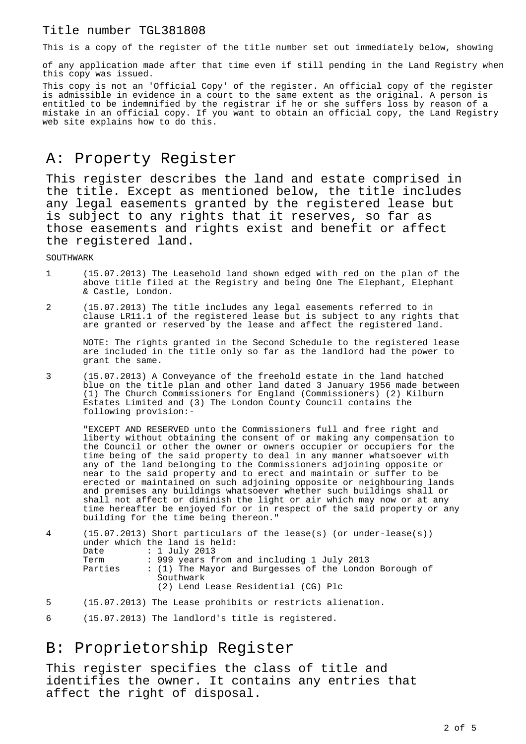Title number TGL381808

This is a copy of the register of the title number set out immediately below, showing

of any application made after that time even if still pending in the Land Registry when this copy was issued.

This copy is not an 'Official Copy' of the register. An official copy of the register is admissible in evidence in a court to the same extent as the original. A person is entitled to be indemnified by the registrar if he or she suffers loss by reason of a mistake in an official copy. If you want to obtain an official copy, the Land Registry web site explains how to do this.

# A: Property Register

This register describes the land and estate comprised in the title. Except as mentioned below, the title includes any legal easements granted by the registered lease but is subject to any rights that it reserves, so far as those easements and rights exist and benefit or affect the registered land.

SOUTHWARK

1 (15.07.2013) The Leasehold land shown edged with red on the plan of the above title filed at the Registry and being One The Elephant, Elephant & Castle, London.

2 (15.07.2013) The title includes any legal easements referred to in clause LR11.1 of the registered lease but is subject to any rights that are granted or reserved by the lease and affect the registered land.

NOTE: The rights granted in the Second Schedule to the registered lease are included in the title only so far as the landlord had the power to grant the same.

3 (15.07.2013) A Conveyance of the freehold estate in the land hatched blue on the title plan and other land dated 3 January 1956 made between (1) The Church Commissioners for England (Commissioners) (2) Kilburn Estates Limited and (3) The London County Council contains the following provision:-

"EXCEPT AND RESERVED unto the Commissioners full and free right and liberty without obtaining the consent of or making any compensation to the Council or other the owner or owners occupier or occupiers for the time being of the said property to deal in any manner whatsoever with any of the land belonging to the Commissioners adjoining opposite or near to the said property and to erect and maintain or suffer to be erected or maintained on such adjoining opposite or neighbouring lands and premises any buildings whatsoever whether such buildings shall or shall not affect or diminish the light or air which may now or at any time hereafter be enjoyed for or in respect of the said property or any building for the time being thereon."

4 (15.07.2013) Short particulars of the lease(s) (or under-lease(s)) under which the land is held:
Date : 1 July 2013
Term : 999 years from and including 1 July 2013
Parties : (1) The Mayor and Burgesses of the London Borough of Southwark
(2) Lend Lease Residential (CG) Plc

5 (15.07.2013) The Lease prohibits or restricts alienation.

6 (15.07.2013) The landlord's title is registered.

# B: Proprietorship Register

This register specifies the class of title and identifies the owner. It contains any entries that affect the right of disposal.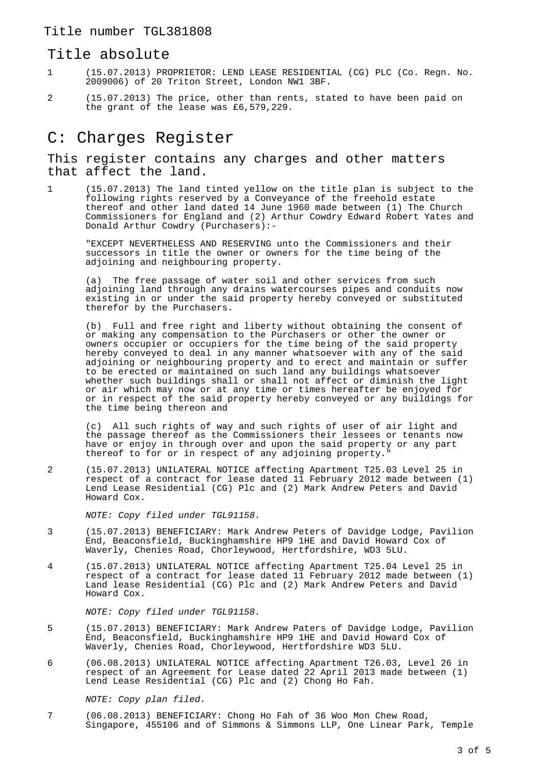Title number TGL381808

## Title absolute

1 (15.07.2013) PROPRIETOR: LEND LEASE RESIDENTIAL (CG) PLC (Co. Regn. No. 2009006) of 20 Triton Street, London NW1 3BF.

2 (15.07.2013) The price, other than rents, stated to have been paid on the grant of the lease was £6,579,229.

# C: Charges Register

## This register contains any charges and other matters that affect the land.

1 (15.07.2013) The land tinted yellow on the title plan is subject to the following rights reserved by a Conveyance of the freehold estate thereof and other land dated 14 June 1960 made between (1) The Church Commissioners for England and (2) Arthur Cowdry Edward Robert Yates and Donald Arthur Cowdry (Purchasers):-

"EXCEPT NEVERTHELESS AND RESERVING unto the Commissioners and their successors in title the owner or owners for the time being of the adjoining and neighbouring property.

(a) The free passage of water soil and other services from such adjoining land through any drains watercourses pipes and conduits now existing in or under the said property hereby conveyed or substituted therefor by the Purchasers.

(b) Full and free right and liberty without obtaining the consent of or making any compensation to the Purchasers or other the owner or owners occupier or occupiers for the time being of the said property hereby conveyed to deal in any manner whatsoever with any of the said adjoining or neighbouring property and to erect and maintain or suffer to be erected or maintained on such land any buildings whatsoever whether such buildings shall or shall not affect or diminish the light or air which may now or at any time or times hereafter be enjoyed for or in respect of the said property hereby conveyed or any buildings for the time being thereon and

(c) All such rights of way and such rights of user of air light and the passage thereof as the Commissioners their lessees or tenants now have or enjoy in through over and upon the said property or any part thereof to for or in respect of any adjoining property."

2 (15.07.2013) UNILATERAL NOTICE affecting Apartment T25.03 Level 25 in respect of a contract for lease dated 11 February 2012 made between (1) Lend Lease Residential (CG) Plc and (2) Mark Andrew Peters and David Howard Cox.

*NOTE: Copy filed under TGL91158.*

3 (15.07.2013) BENEFICIARY: Mark Andrew Peters of Davidge Lodge, Pavilion End, Beaconsfield, Buckinghamshire HP9 1HE and David Howard Cox of Waverly, Chenies Road, Chorleywood, Hertfordshire, WD3 5LU.

4 (15.07.2013) UNILATERAL NOTICE affecting Apartment T25.04 Level 25 in respect of a contract for lease dated 11 February 2012 made between (1) Land lease Residential (CG) Plc and (2) Mark Andrew Peters and David Howard Cox.

*NOTE: Copy filed under TGL91158.*

5 (15.07.2013) BENEFICIARY: Mark Andrew Paters of Davidge Lodge, Pavilion End, Beaconsfield, Buckinghamshire HP9 1HE and David Howard Cox of Waverly, Chenies Road, Chorleywood, Hertfordshire WD3 5LU.

6 (06.08.2013) UNILATERAL NOTICE affecting Apartment T26.03, Level 26 in respect of an Agreement for Lease dated 22 April 2013 made between (1) Lend Lease Residential (CG) Plc and (2) Chong Ho Fah.

*NOTE: Copy plan filed.*

7 (06.08.2013) BENEFICIARY: Chong Ho Fah of 36 Woo Mon Chew Road, Singapore, 455106 and of Simmons & Simmons LLP, One Linear Park, Temple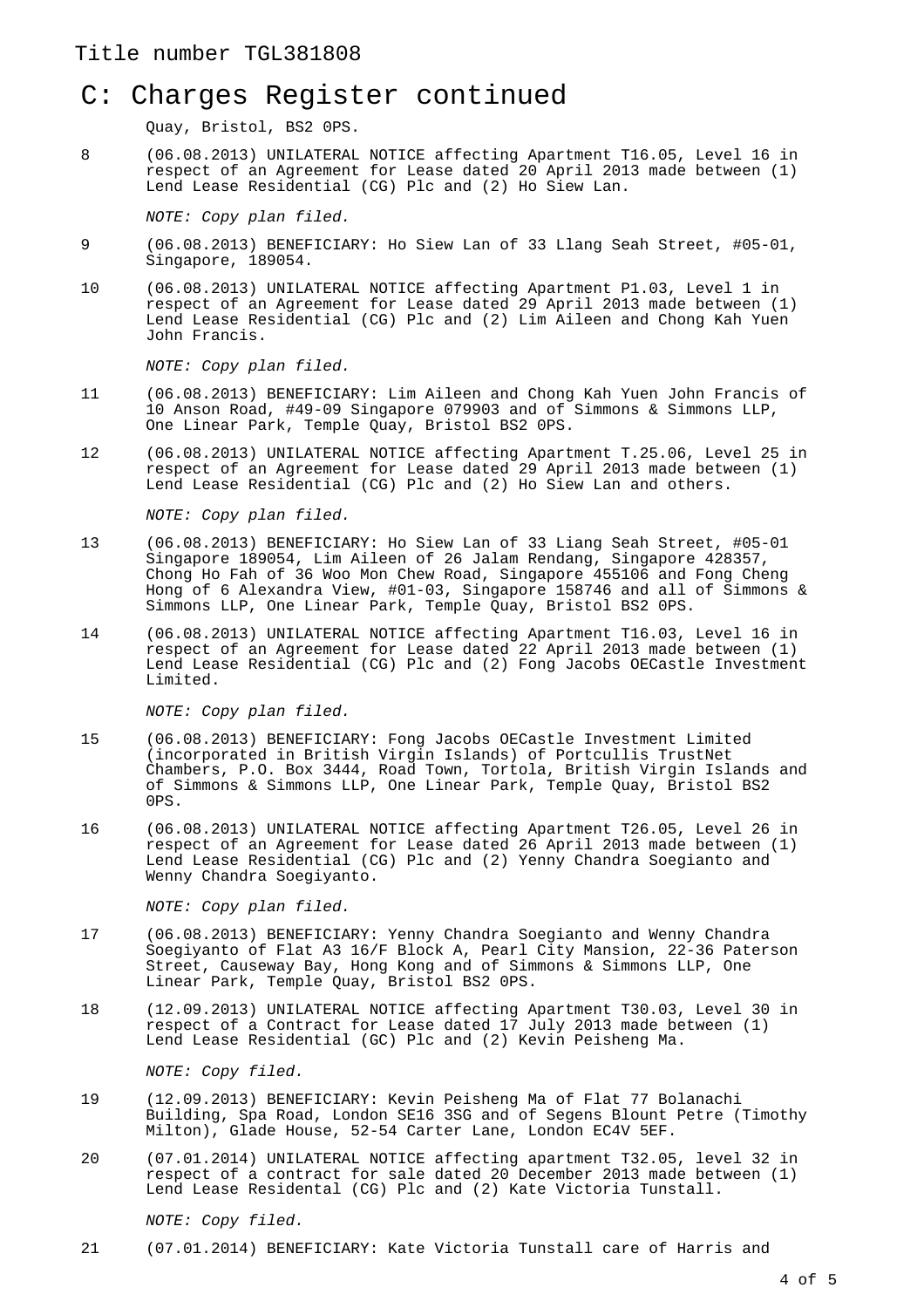Title number TGL381808

# C: Charges Register continued

Quay, Bristol, BS2 0PS.

8 (06.08.2013) UNILATERAL NOTICE affecting Apartment T16.05, Level 16 in respect of an Agreement for Lease dated 20 April 2013 made between (1) Lend Lease Residential (CG) Plc and (2) Ho Siew Lan.

*NOTE: Copy plan filed.*

9 (06.08.2013) BENEFICIARY: Ho Siew Lan of 33 Llang Seah Street, #05-01, Singapore, 189054.

10 (06.08.2013) UNILATERAL NOTICE affecting Apartment P1.03, Level 1 in respect of an Agreement for Lease dated 29 April 2013 made between (1) Lend Lease Residential (CG) Plc and (2) Lim Aileen and Chong Kah Yuen John Francis.

*NOTE: Copy plan filed.*

11 (06.08.2013) BENEFICIARY: Lim Aileen and Chong Kah Yuen John Francis of 10 Anson Road, #49-09 Singapore 079903 and of Simmons & Simmons LLP, One Linear Park, Temple Quay, Bristol BS2 0PS.

12 (06.08.2013) UNILATERAL NOTICE affecting Apartment T.25.06, Level 25 in respect of an Agreement for Lease dated 29 April 2013 made between (1) Lend Lease Residential (CG) Plc and (2) Ho Siew Lan and others.

*NOTE: Copy plan filed.*

13 (06.08.2013) BENEFICIARY: Ho Siew Lan of 33 Liang Seah Street, #05-01 Singapore 189054, Lim Aileen of 26 Jalam Rendang, Singapore 428357, Chong Ho Fah of 36 Woo Mon Chew Road, Singapore 455106 and Fong Cheng Hong of 6 Alexandra View, #01-03, Singapore 158746 and all of Simmons & Simmons LLP, One Linear Park, Temple Quay, Bristol BS2 0PS.

14 (06.08.2013) UNILATERAL NOTICE affecting Apartment T16.03, Level 16 in respect of an Agreement for Lease dated 22 April 2013 made between (1) Lend Lease Residential (CG) Plc and (2) Fong Jacobs OECastle Investment Limited.

*NOTE: Copy plan filed.*

15 (06.08.2013) BENEFICIARY: Fong Jacobs OECastle Investment Limited (incorporated in British Virgin Islands) of Portcullis TrustNet Chambers, P.O. Box 3444, Road Town, Tortola, British Virgin Islands and of Simmons & Simmons LLP, One Linear Park, Temple Quay, Bristol BS2 0PS.

16 (06.08.2013) UNILATERAL NOTICE affecting Apartment T26.05, Level 26 in respect of an Agreement for Lease dated 26 April 2013 made between (1) Lend Lease Residential (CG) Plc and (2) Yenny Chandra Soegianto and Wenny Chandra Soegiyanto.

*NOTE: Copy plan filed.*

17 (06.08.2013) BENEFICIARY: Yenny Chandra Soegianto and Wenny Chandra Soegiyanto of Flat A3 16/F Block A, Pearl City Mansion, 22-36 Paterson Street, Causeway Bay, Hong Kong and of Simmons & Simmons LLP, One Linear Park, Temple Quay, Bristol BS2 0PS.

18 (12.09.2013) UNILATERAL NOTICE affecting Apartment T30.03, Level 30 in respect of a Contract for Lease dated 17 July 2013 made between (1) Lend Lease Residential (GC) Plc and (2) Kevin Peisheng Ma.

*NOTE: Copy filed.*

19 (12.09.2013) BENEFICIARY: Kevin Peisheng Ma of Flat 77 Bolanachi Building, Spa Road, London SE16 3SG and of Segens Blount Petre (Timothy Milton), Glade House, 52-54 Carter Lane, London EC4V 5EF.

20 (07.01.2014) UNILATERAL NOTICE affecting apartment T32.05, level 32 in respect of a contract for sale dated 20 December 2013 made between (1) Lend Lease Residental (CG) Plc and (2) Kate Victoria Tunstall.

*NOTE: Copy filed.*

21 (07.01.2014) BENEFICIARY: Kate Victoria Tunstall care of Harris and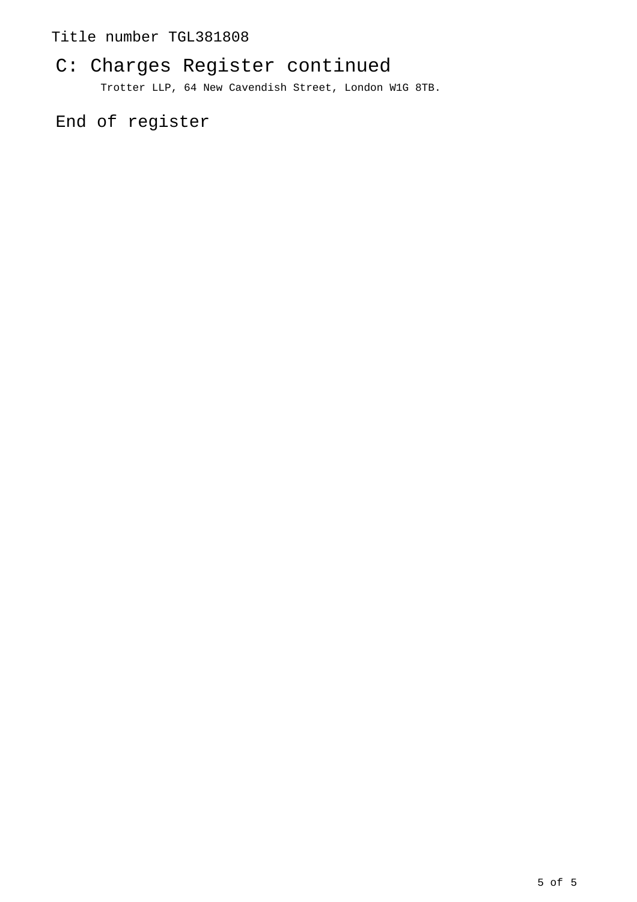## C: Charges Register continued

Trotter LLP, 64 New Cavendish Street, London W1G 8TB.

## End of register